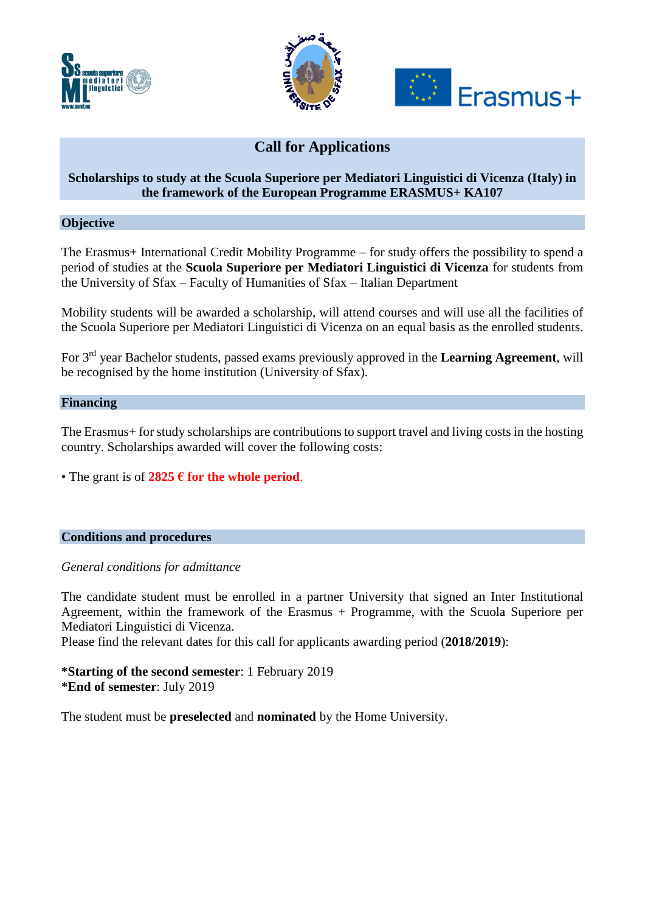# Call for Applications

**Scholarships to study at the Scuola Superiore per Mediatori Linguistici di Vicenza (Italy) in the framework of the European Programme ERASMUS+ KA107**

## Objective

The Erasmus+ International Credit Mobility Programme – for study offers the possibility to spend a period of studies at the **Scuola Superiore per Mediatori Linguistici di Vicenza** for students from the University of Sfax – Faculty of Humanities of Sfax – Italian Department

Mobility students will be awarded a scholarship, will attend courses and will use all the facilities of the Scuola Superiore per Mediatori Linguistici di Vicenza on an equal basis as the enrolled students.

For 3rd year Bachelor students, passed exams previously approved in the **Learning Agreement**, will be recognised by the home institution (University of Sfax).

## Financing

The Erasmus+ for study scholarships are contributions to support travel and living costs in the hosting country. Scholarships awarded will cover the following costs:

• The grant is of **2825 € for the whole period**.

## Conditions and procedures

*General conditions for admittance*

The candidate student must be enrolled in a partner University that signed an Inter Institutional Agreement, within the framework of the Erasmus + Programme, with the Scuola Superiore per Mediatori Linguistici di Vicenza.
Please find the relevant dates for this call for applicants awarding period (**2018/2019**):

**\*Starting of the second semester**: 1 February 2019
**\*End of semester**: July 2019

The student must be **preselected** and **nominated** by the Home University.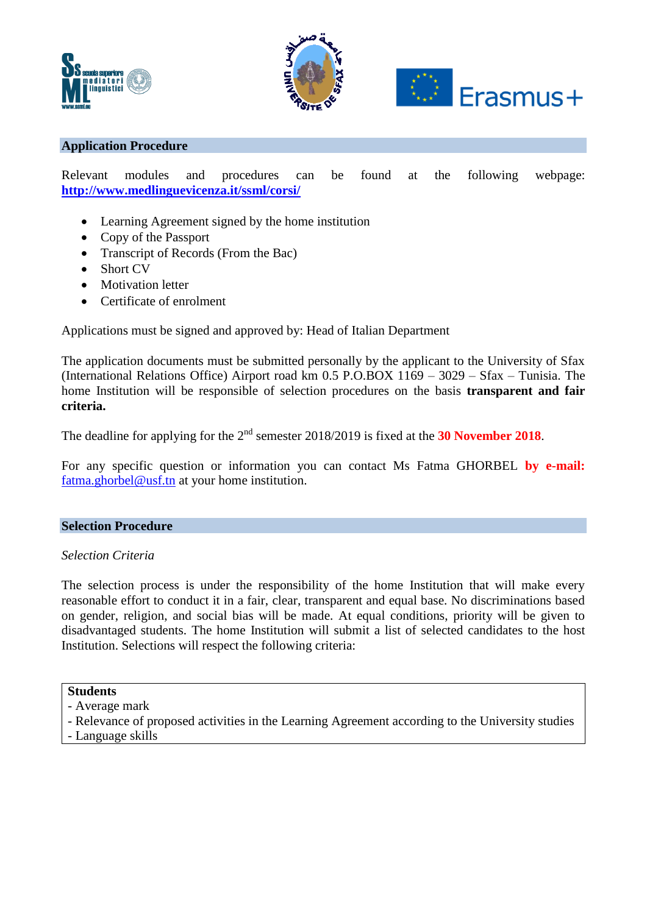## Application Procedure

Relevant modules and procedures can be found at the following webpage: **http://www.medlinguevicenza.it/ssml/corsi/**

- Learning Agreement signed by the home institution
- Copy of the Passport
- Transcript of Records (From the Bac)
- Short CV
- Motivation letter
- Certificate of enrolment

Applications must be signed and approved by: Head of Italian Department

The application documents must be submitted personally by the applicant to the University of Sfax (International Relations Office) Airport road km 0.5 P.O.BOX 1169 – 3029 – Sfax – Tunisia. The home Institution will be responsible of selection procedures on the basis **transparent and fair criteria.**

The deadline for applying for the 2nd semester 2018/2019 is fixed at the **30 November 2018**.

For any specific question or information you can contact Ms Fatma GHORBEL **by e-mail:** fatma.ghorbel@usf.tn at your home institution.

## Selection Procedure

*Selection Criteria*

The selection process is under the responsibility of the home Institution that will make every reasonable effort to conduct it in a fair, clear, transparent and equal base. No discriminations based on gender, religion, and social bias will be made. At equal conditions, priority will be given to disadvantaged students. The home Institution will submit a list of selected candidates to the host Institution. Selections will respect the following criteria:

**Students**
- Average mark
- Relevance of proposed activities in the Learning Agreement according to the University studies
- Language skills